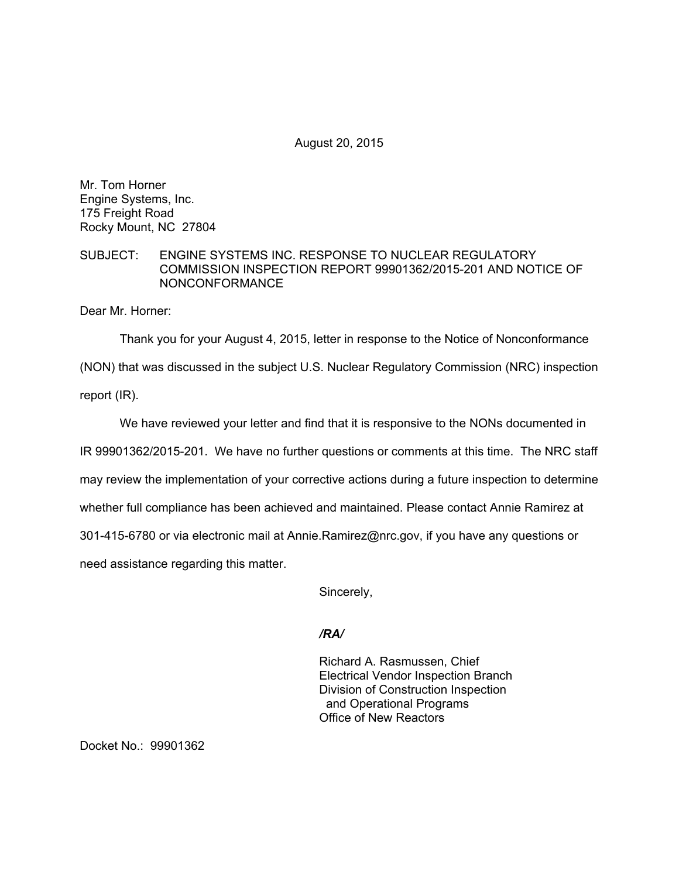August 20, 2015

Mr. Tom Horner
Engine Systems, Inc.
175 Freight Road
Rocky Mount, NC 27804

SUBJECT: ENGINE SYSTEMS INC. RESPONSE TO NUCLEAR REGULATORY COMMISSION INSPECTION REPORT 99901362/2015-201 AND NOTICE OF NONCONFORMANCE

Dear Mr. Horner:

Thank you for your August 4, 2015, letter in response to the Notice of Nonconformance (NON) that was discussed in the subject U.S. Nuclear Regulatory Commission (NRC) inspection report (IR).

We have reviewed your letter and find that it is responsive to the NONs documented in IR 99901362/2015-201. We have no further questions or comments at this time. The NRC staff may review the implementation of your corrective actions during a future inspection to determine whether full compliance has been achieved and maintained. Please contact Annie Ramirez at 301-415-6780 or via electronic mail at Annie.Ramirez@nrc.gov, if you have any questions or need assistance regarding this matter.

Sincerely,

*/RA/*

Richard A. Rasmussen, Chief
Electrical Vendor Inspection Branch
Division of Construction Inspection
and Operational Programs
Office of New Reactors

Docket No.: 99901362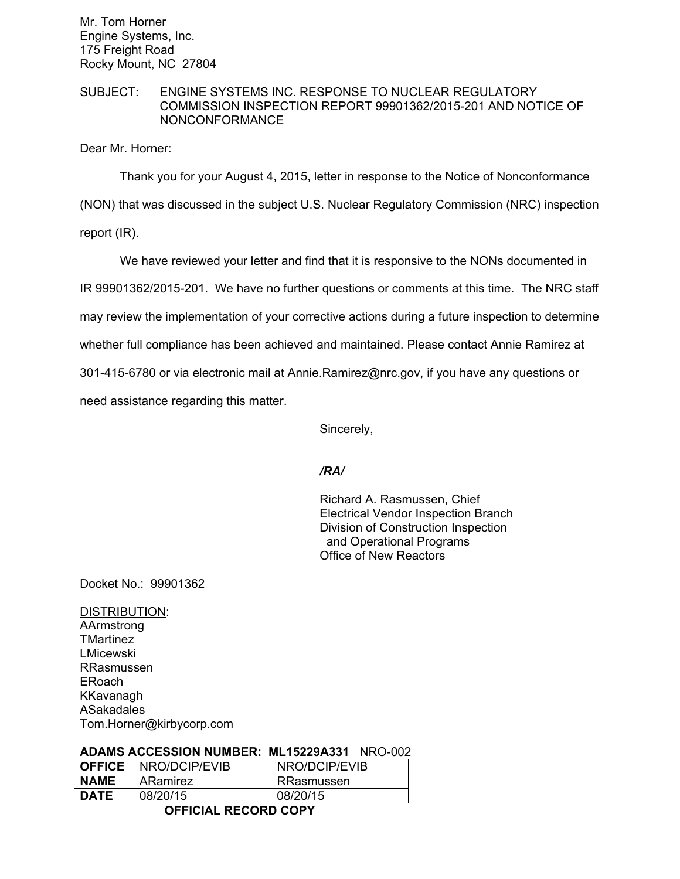Mr. Tom Horner
Engine Systems, Inc.
175 Freight Road
Rocky Mount, NC 27804

SUBJECT: ENGINE SYSTEMS INC. RESPONSE TO NUCLEAR REGULATORY COMMISSION INSPECTION REPORT 99901362/2015-201 AND NOTICE OF NONCONFORMANCE

Dear Mr. Horner:

Thank you for your August 4, 2015, letter in response to the Notice of Nonconformance (NON) that was discussed in the subject U.S. Nuclear Regulatory Commission (NRC) inspection report (IR).

We have reviewed your letter and find that it is responsive to the NONs documented in IR 99901362/2015-201. We have no further questions or comments at this time. The NRC staff may review the implementation of your corrective actions during a future inspection to determine whether full compliance has been achieved and maintained. Please contact Annie Ramirez at 301-415-6780 or via electronic mail at Annie.Ramirez@nrc.gov, if you have any questions or need assistance regarding this matter.

Sincerely,

*/RA/*

Richard A. Rasmussen, Chief
Electrical Vendor Inspection Branch
Division of Construction Inspection
and Operational Programs
Office of New Reactors

Docket No.: 99901362

DISTRIBUTION:
AArmstrong
TMartinez
LMicewski
RRasmussen
ERoach
KKavanagh
ASakadales
Tom.Horner@kirbycorp.com

**ADAMS ACCESSION NUMBER: ML15229A331** NRO-002

| **OFFICE** | NRO/DCIP/EVIB | NRO/DCIP/EVIB |
|---|---|---|
| **NAME** | ARamirez | RRasmussen |
| **DATE** | 08/20/15 | 08/20/15 |

**OFFICIAL RECORD COPY**